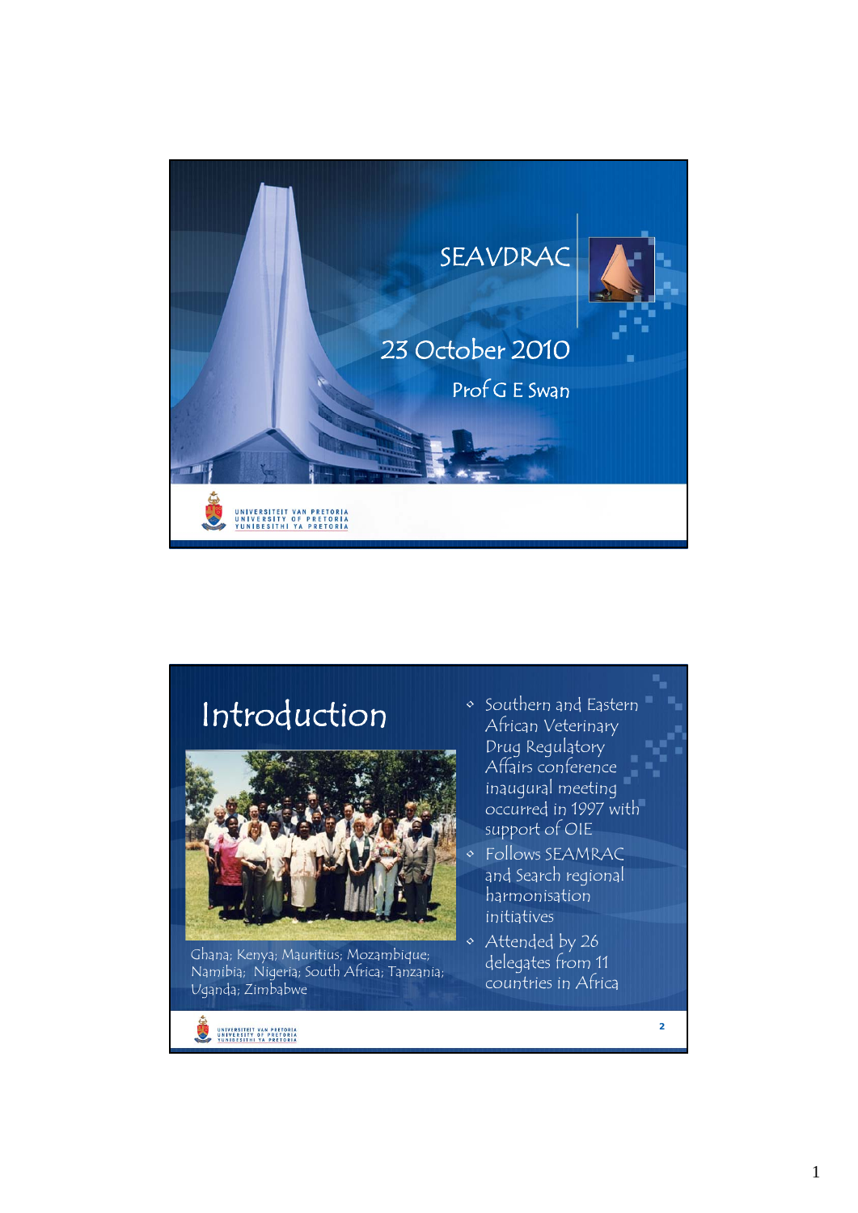# SEAVDRAC

23 October 2010

Prof G E Swan

UNIVERSITEIT VAN PRETORIA
UNIVERSITY OF PRETORIA
YUNIBESITHI YA PRETORIA

---

## Introduction

Ghana; Kenya; Mauritius; Mozambique; Namibia; Nigeria; South Africa; Tanzania; Uganda; Zimbabwe

- Southern and Eastern African Veterinary Drug Regulatory Affairs conference inaugural meeting occurred in 1997 with support of OIE
- Follows SEAMRAC and Search regional harmonisation initiatives
- Attended by 26 delegates from 11 countries in Africa

UNIVERSITEIT VAN PRETORIA
UNIVERSITY OF PRETORIA
YUNIBESITHI YA PRETORIA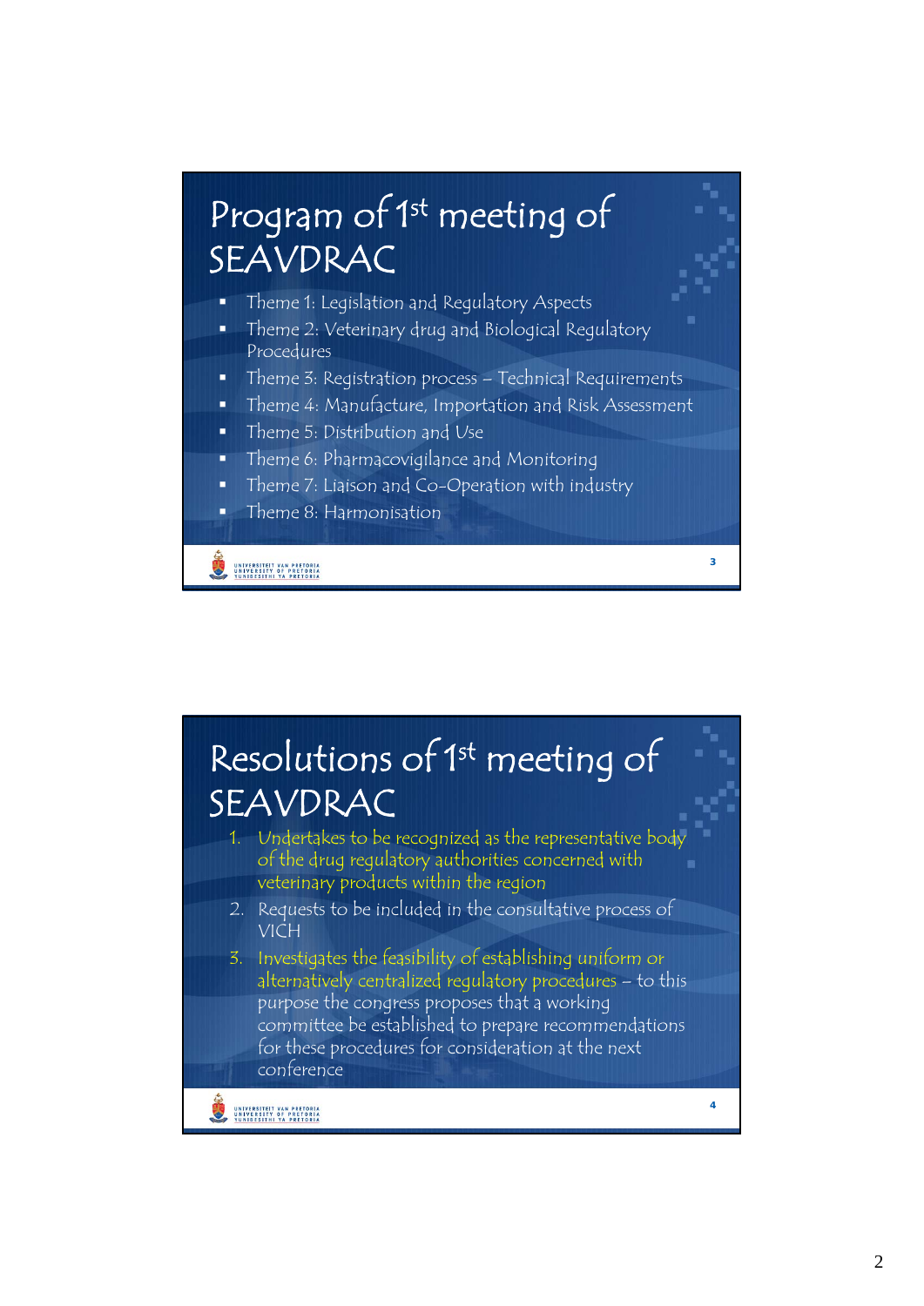# Program of 1st meeting of SEAVDRAC

- Theme 1: Legislation and Regulatory Aspects
- Theme 2: Veterinary drug and Biological Regulatory Procedures
- Theme 3: Registration process – Technical Requirements
- Theme 4: Manufacture, Importation and Risk Assessment
- Theme 5: Distribution and Use
- Theme 6: Pharmacovigilance and Monitoring
- Theme 7: Liaison and Co-Operation with industry
- Theme 8: Harmonisation

# Resolutions of 1st meeting of SEAVDRAC

1. Undertakes to be recognized as the representative body of the drug regulatory authorities concerned with veterinary products within the region
2. Requests to be included in the consultative process of VICH
3. Investigates the feasibility of establishing uniform or alternatively centralized regulatory procedures – to this purpose the congress proposes that a working committee be established to prepare recommendations for these procedures for consideration at the next conference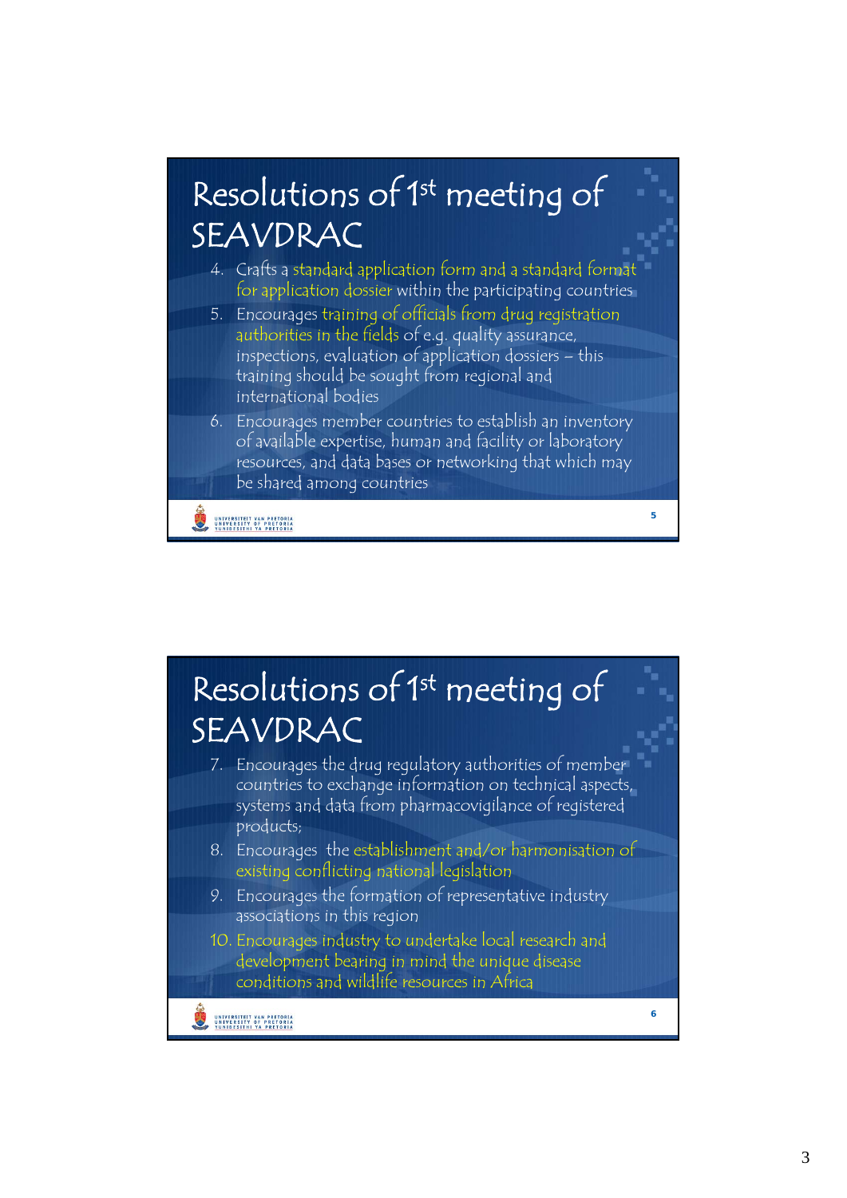# Resolutions of 1st meeting of SEAVDRAC

4. Crafts a standard application form and a standard format for application dossier within the participating countries
5. Encourages training of officials from drug registration authorities in the fields of e.g. quality assurance, inspections, evaluation of application dossiers – this training should be sought from regional and international bodies
6. Encourages member countries to establish an inventory of available expertise, human and facility or laboratory resources, and data bases or networking that which may be shared among countries

# Resolutions of 1st meeting of SEAVDRAC

7. Encourages the drug regulatory authorities of member countries to exchange information on technical aspects, systems and data from pharmacovigilance of registered products;
8. Encourages the establishment and/or harmonisation of existing conflicting national legislation
9. Encourages the formation of representative industry associations in this region
10. Encourages industry to undertake local research and development bearing in mind the unique disease conditions and wildlife resources in Africa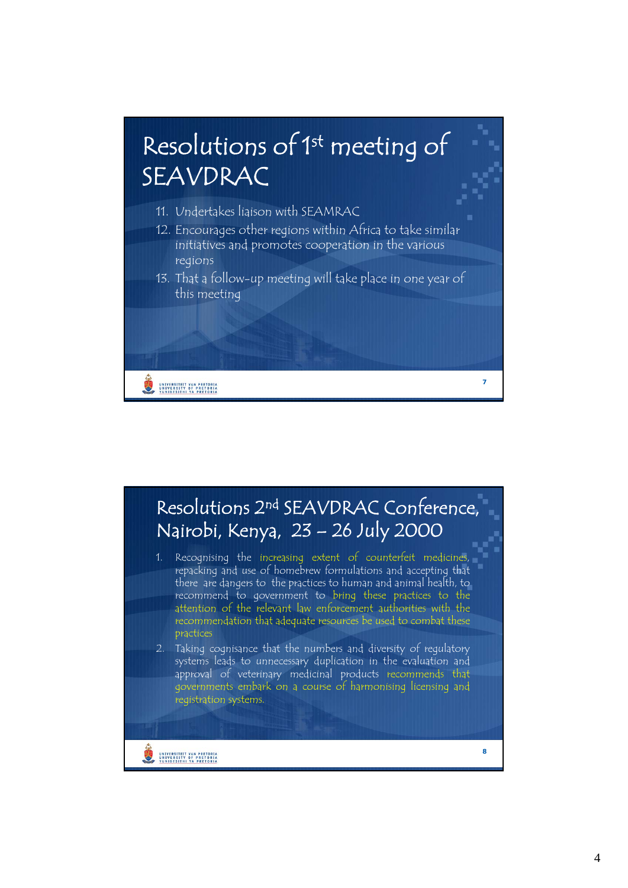## Resolutions of 1st meeting of SEAVDRAC

11. Undertakes liaison with SEAMRAC
12. Encourages other regions within Africa to take similar initiatives and promotes cooperation in the various regions
13. That a follow-up meeting will take place in one year of this meeting

## Resolutions 2nd SEAVDRAC Conference, Nairobi, Kenya, 23 – 26 July 2000

1. Recognising the increasing extent of counterfeit medicines, repacking and use of homebrew formulations and accepting that there are dangers to the practices to human and animal health, to recommend to government to bring these practices to the attention of the relevant law enforcement authorities with the recommendation that adequate resources be used to combat these practices
2. Taking cognisance that the numbers and diversity of regulatory systems leads to unnecessary duplication in the evaluation and approval of veterinary medicinal products recommends that governments embark on a course of harmonising licensing and registration systems.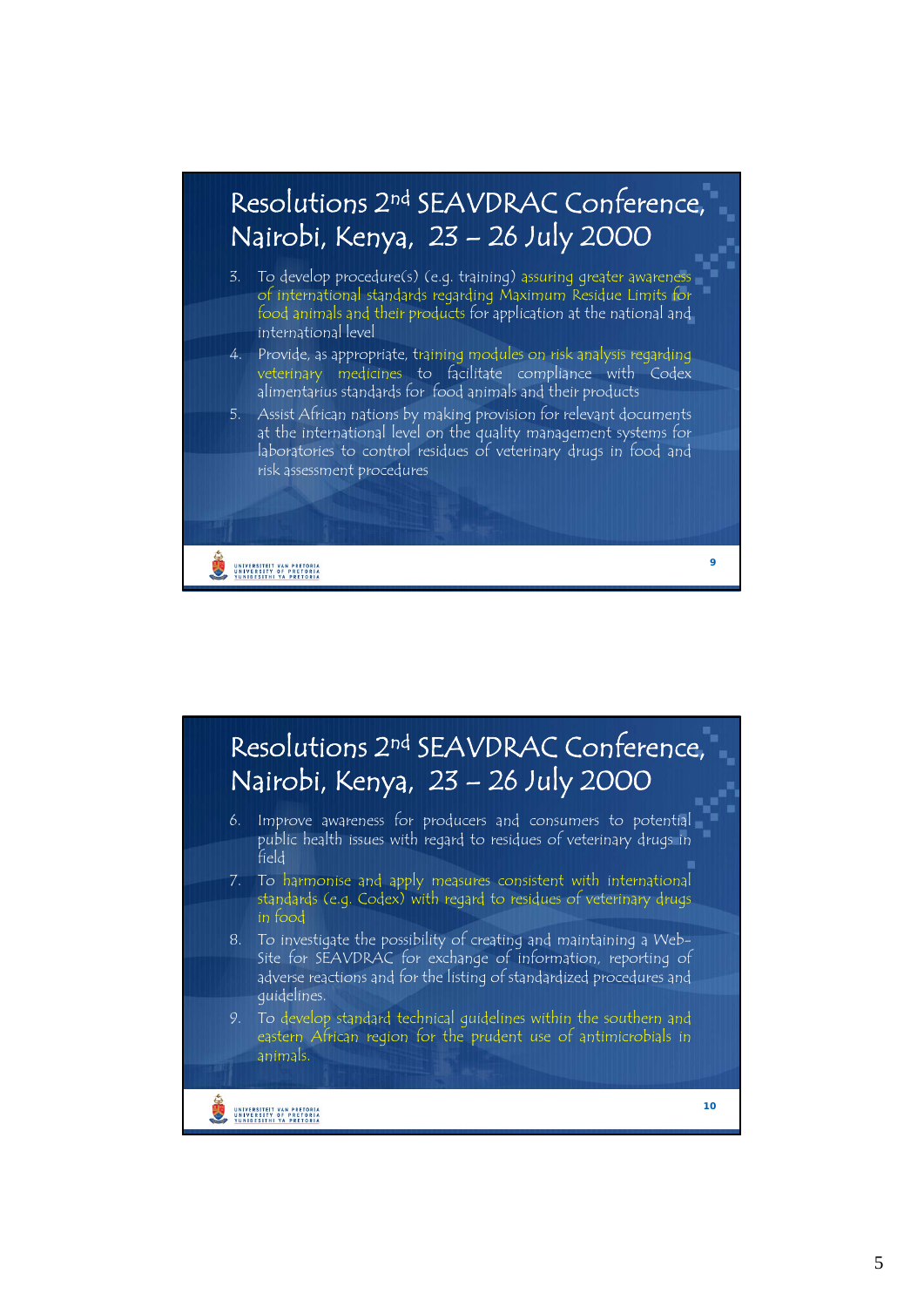## Resolutions 2nd SEAVDRAC Conference, Nairobi, Kenya, 23 – 26 July 2000

3. To develop procedure(s) (e.g. training) assuring greater awareness of international standards regarding Maximum Residue Limits for food animals and their products for application at the national and international level
4. Provide, as appropriate, training modules on risk analysis regarding veterinary medicines to facilitate compliance with Codex alimentarius standards for food animals and their products
5. Assist African nations by making provision for relevant documents at the international level on the quality management systems for laboratories to control residues of veterinary drugs in food and risk assessment procedures

## Resolutions 2nd SEAVDRAC Conference, Nairobi, Kenya, 23 – 26 July 2000

6. Improve awareness for producers and consumers to potential public health issues with regard to residues of veterinary drugs in field
7. To harmonise and apply measures consistent with international standards (e.g. Codex) with regard to residues of veterinary drugs in food
8. To investigate the possibility of creating and maintaining a Web-Site for SEAVDRAC for exchange of information, reporting of adverse reactions and for the listing of standardized procedures and guidelines.
9. To develop standard technical guidelines within the southern and eastern African region for the prudent use of antimicrobials in animals.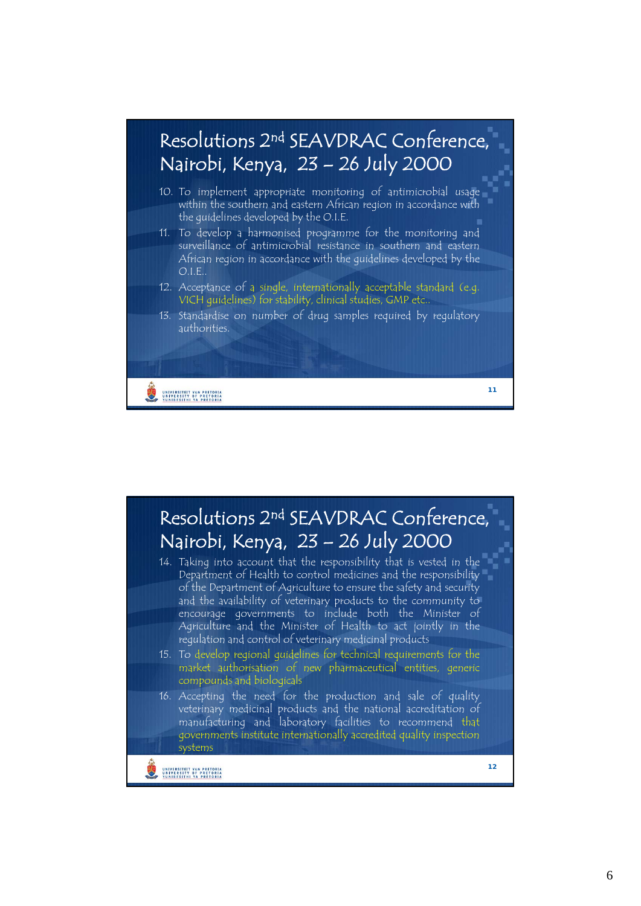## Resolutions 2nd SEAVDRAC Conference, Nairobi, Kenya, 23 – 26 July 2000

10. To implement appropriate monitoring of antimicrobial usage within the southern and eastern African region in accordance with the guidelines developed by the O.I.E.
11. To develop a harmonised programme for the monitoring and surveillance of antimicrobial resistance in southern and eastern African region in accordance with the guidelines developed by the O.I.E..
12. Acceptance of a single, internationally acceptable standard (e.g. VICH guidelines) for stability, clinical studies, GMP etc..
13. Standardise on number of drug samples required by regulatory authorities.

## Resolutions 2nd SEAVDRAC Conference, Nairobi, Kenya, 23 – 26 July 2000

14. Taking into account that the responsibility that is vested in the Department of Health to control medicines and the responsibility of the Department of Agriculture to ensure the safety and security and the availability of veterinary products to the community to encourage governments to include both the Minister of Agriculture and the Minister of Health to act jointly in the regulation and control of veterinary medicinal products
15. To develop regional guidelines for technical requirements for the market authorisation of new pharmaceutical entities, generic compounds and biologicals
16. Accepting the need for the production and sale of quality veterinary medicinal products and the national accreditation of manufacturing and laboratory facilities to recommend that governments institute internationally accredited quality inspection systems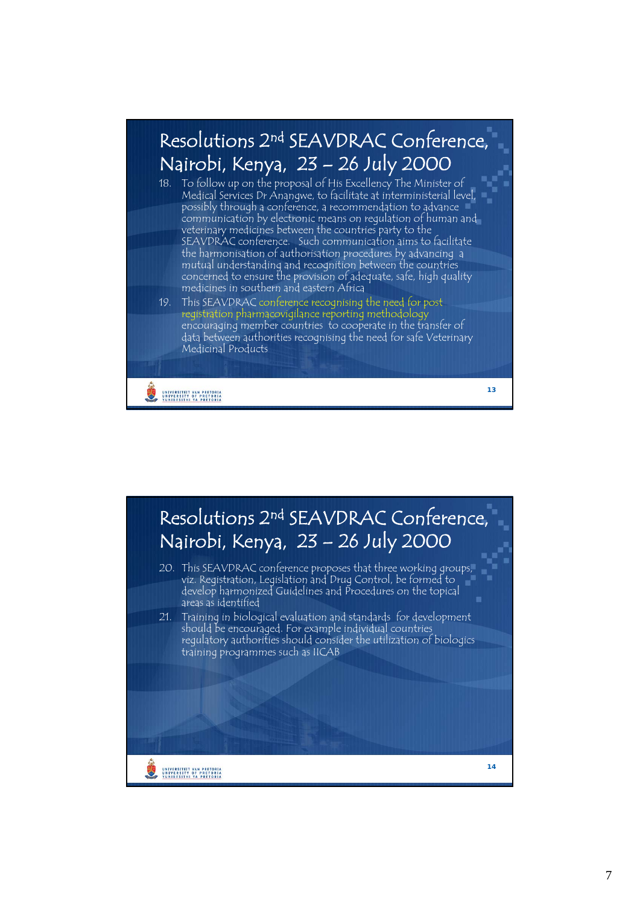## Resolutions 2nd SEAVDRAC Conference, Nairobi, Kenya, 23 – 26 July 2000

18. To follow up on the proposal of His Excellency The Minister of Medical Services Dr Anangwe, to facilitate at interministerial level, possibly through a conference, a recommendation to advance communication by electronic means on regulation of human and veterinary medicines between the countries party to the SEAVDRAC conference. Such communication aims to facilitate the harmonisation of authorisation procedures by advancing a mutual understanding and recognition between the countries concerned to ensure the provision of adequate, safe, high quality medicines in southern and eastern Africa
19. This SEAVDRAC conference recognising the need for post registration pharmacovigilance reporting methodology encouraging member countries to cooperate in the transfer of data between authorities recognising the need for safe Veterinary Medicinal Products

## Resolutions 2nd SEAVDRAC Conference, Nairobi, Kenya, 23 – 26 July 2000

20. This SEAVDRAC conference proposes that three working groups, viz. Registration, Legislation and Drug Control, be formed to develop harmonized Guidelines and Procedures on the topical areas as identified
21. Training in biological evaluation and standards for development should be encouraged. For example individual countries regulatory authorities should consider the utilization of biologics training programmes such as IICAB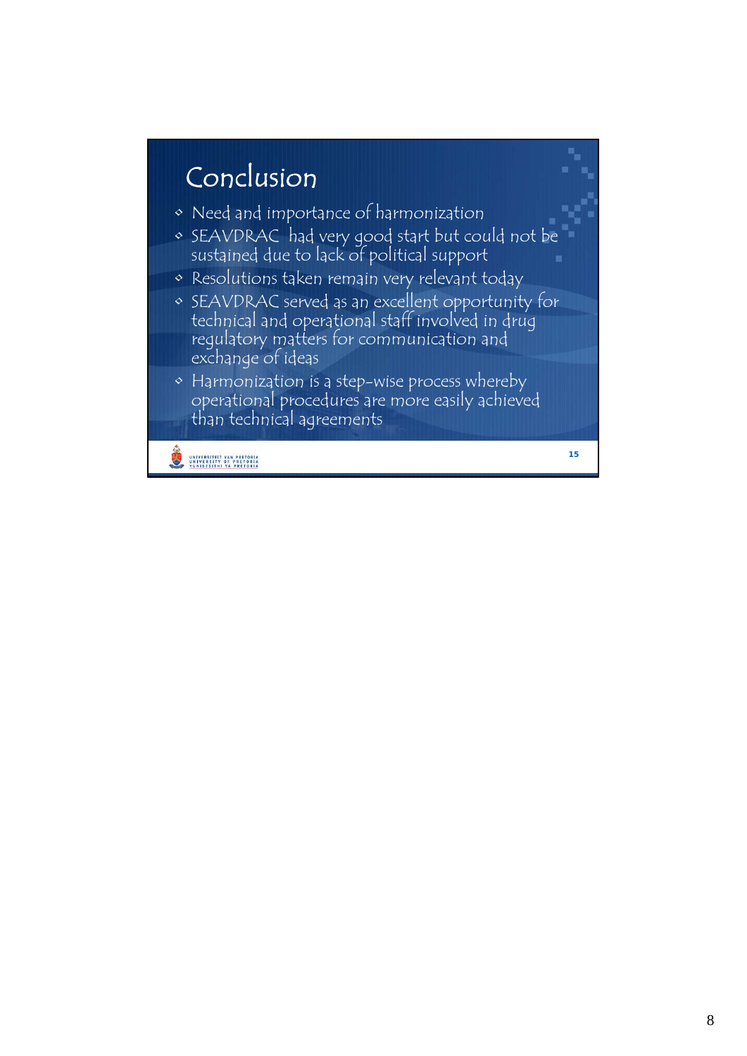# Conclusion

- Need and importance of harmonization
- SEAVDRAC had very good start but could not be sustained due to lack of political support
- Resolutions taken remain very relevant today
- SEAVDRAC served as an excellent opportunity for technical and operational staff involved in drug regulatory matters for communication and exchange of ideas
- Harmonization is a step-wise process whereby operational procedures are more easily achieved than technical agreements